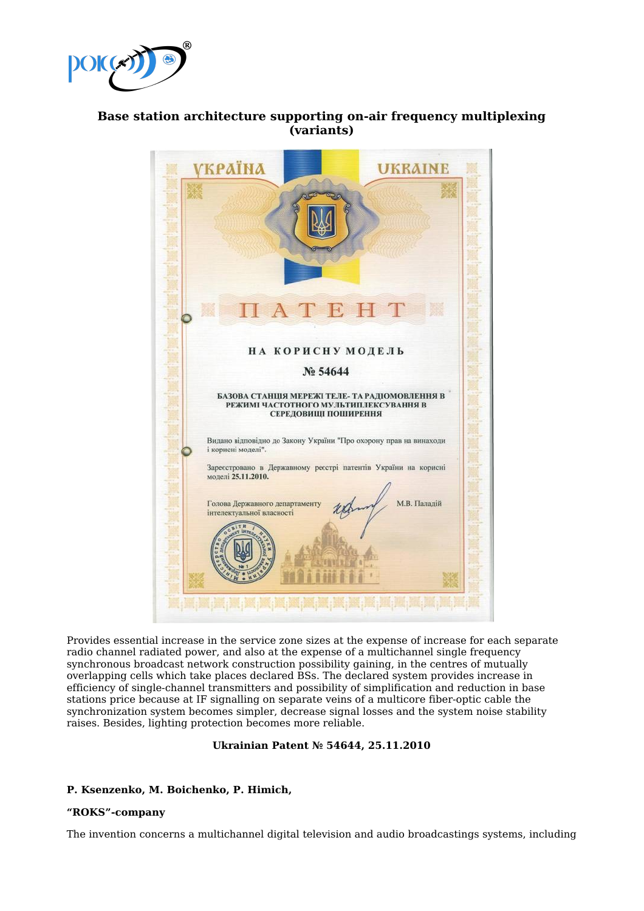# Base station architecture supporting on-air frequency multiplexing (variants)

УКРАЇНА UKRAINE

ПАТЕНТ

НА КОРИСНУ МОДЕЛЬ

№ 54644

БАЗОВА СТАНЦІЯ МЕРЕЖІ ТЕЛЕ- ТА РАДІОМОВЛЕННЯ В РЕЖИМІ ЧАСТОТНОГО МУЛЬТИПЛЕКСУВАННЯ В СЕРЕДОВИЩІ ПОШИРЕННЯ

Видано відповідно до Закону України "Про охорону прав на винаходи і корисні моделі".

Зареєстровано в Державному реєстрі патентів України на корисні моделі 25.11.2010.

Голова Державного департаменту інтелектуальної власності М.В. Паладій

Provides essential increase in the service zone sizes at the expense of increase for each separate radio channel radiated power, and also at the expense of a multichannel single frequency synchronous broadcast network construction possibility gaining, in the centres of mutually overlapping cells which take places declared BSs. The declared system provides increase in efficiency of single-channel transmitters and possibility of simplification and reduction in base stations price because at IF signalling on separate veins of a multicore fiber-optic cable the synchronization system becomes simpler, decrease signal losses and the system noise stability raises. Besides, lighting protection becomes more reliable.

**Ukrainian Patent № 54644, 25.11.2010**

**P. Ksenzenko, M. Boichenko, P. Himich,**

**"ROKS"-company**

The invention concerns a multichannel digital television and audio broadcastings systems, including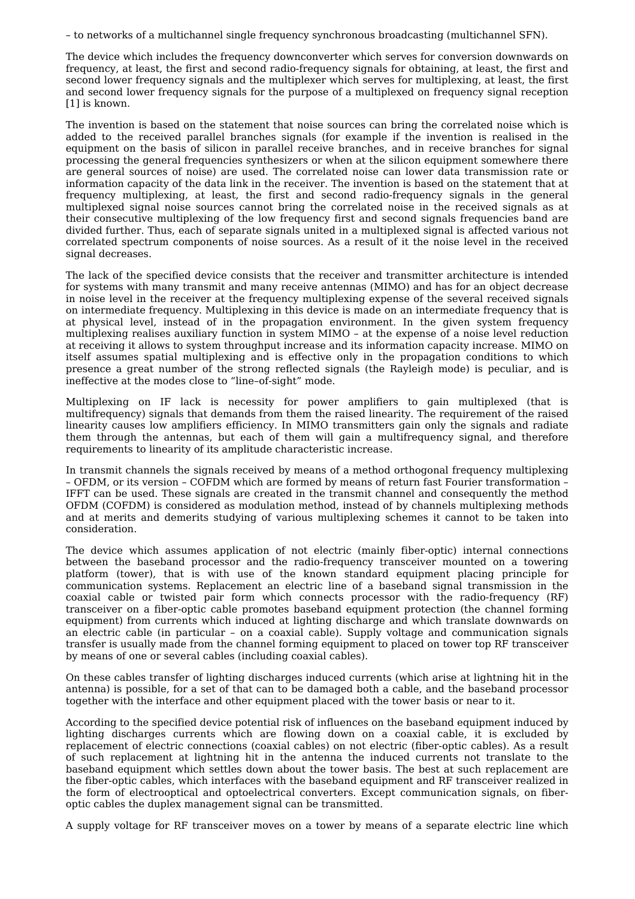– to networks of a multichannel single frequency synchronous broadcasting (multichannel SFN).

The device which includes the frequency downconverter which serves for conversion downwards on frequency, at least, the first and second radio-frequency signals for obtaining, at least, the first and second lower frequency signals and the multiplexer which serves for multiplexing, at least, the first and second lower frequency signals for the purpose of a multiplexed on frequency signal reception [1] is known.

The invention is based on the statement that noise sources can bring the correlated noise which is added to the received parallel branches signals (for example if the invention is realised in the equipment on the basis of silicon in parallel receive branches, and in receive branches for signal processing the general frequencies synthesizers or when at the silicon equipment somewhere there are general sources of noise) are used. The correlated noise can lower data transmission rate or information capacity of the data link in the receiver. The invention is based on the statement that at frequency multiplexing, at least, the first and second radio-frequency signals in the general multiplexed signal noise sources cannot bring the correlated noise in the received signals as at their consecutive multiplexing of the low frequency first and second signals frequencies band are divided further. Thus, each of separate signals united in a multiplexed signal is affected various not correlated spectrum components of noise sources. As a result of it the noise level in the received signal decreases.

The lack of the specified device consists that the receiver and transmitter architecture is intended for systems with many transmit and many receive antennas (MIMO) and has for an object decrease in noise level in the receiver at the frequency multiplexing expense of the several received signals on intermediate frequency. Multiplexing in this device is made on an intermediate frequency that is at physical level, instead of in the propagation environment. In the given system frequency multiplexing realises auxiliary function in system MIMO – at the expense of a noise level reduction at receiving it allows to system throughput increase and its information capacity increase. MIMO on itself assumes spatial multiplexing and is effective only in the propagation conditions to which presence a great number of the strong reflected signals (the Rayleigh mode) is peculiar, and is ineffective at the modes close to “line–of-sight” mode.

Multiplexing on IF lack is necessity for power amplifiers to gain multiplexed (that is multifrequency) signals that demands from them the raised linearity. The requirement of the raised linearity causes low amplifiers efficiency. In MIMO transmitters gain only the signals and radiate them through the antennas, but each of them will gain a multifrequency signal, and therefore requirements to linearity of its amplitude characteristic increase.

In transmit channels the signals received by means of a method orthogonal frequency multiplexing – OFDM, or its version – COFDM which are formed by means of return fast Fourier transformation – IFFT can be used. These signals are created in the transmit channel and consequently the method OFDM (COFDM) is considered as modulation method, instead of by channels multiplexing methods and at merits and demerits studying of various multiplexing schemes it cannot to be taken into consideration.

The device which assumes application of not electric (mainly fiber-optic) internal connections between the baseband processor and the radio-frequency transceiver mounted on a towering platform (tower), that is with use of the known standard equipment placing principle for communication systems. Replacement an electric line of a baseband signal transmission in the coaxial cable or twisted pair form which connects processor with the radio-frequency (RF) transceiver on a fiber-optic cable promotes baseband equipment protection (the channel forming equipment) from currents which induced at lighting discharge and which translate downwards on an electric cable (in particular – on a coaxial cable). Supply voltage and communication signals transfer is usually made from the channel forming equipment to placed on tower top RF transceiver by means of one or several cables (including coaxial cables).

On these cables transfer of lighting discharges induced currents (which arise at lightning hit in the antenna) is possible, for a set of that can to be damaged both a cable, and the baseband processor together with the interface and other equipment placed with the tower basis or near to it.

According to the specified device potential risk of influences on the baseband equipment induced by lighting discharges currents which are flowing down on a coaxial cable, it is excluded by replacement of electric connections (coaxial cables) on not electric (fiber-optic cables). As a result of such replacement at lightning hit in the antenna the induced currents not translate to the baseband equipment which settles down about the tower basis. The best at such replacement are the fiber-optic cables, which interfaces with the baseband equipment and RF transceiver realized in the form of electrooptical and optoelectrical converters. Except communication signals, on fiber-optic cables the duplex management signal can be transmitted.

A supply voltage for RF transceiver moves on a tower by means of a separate electric line which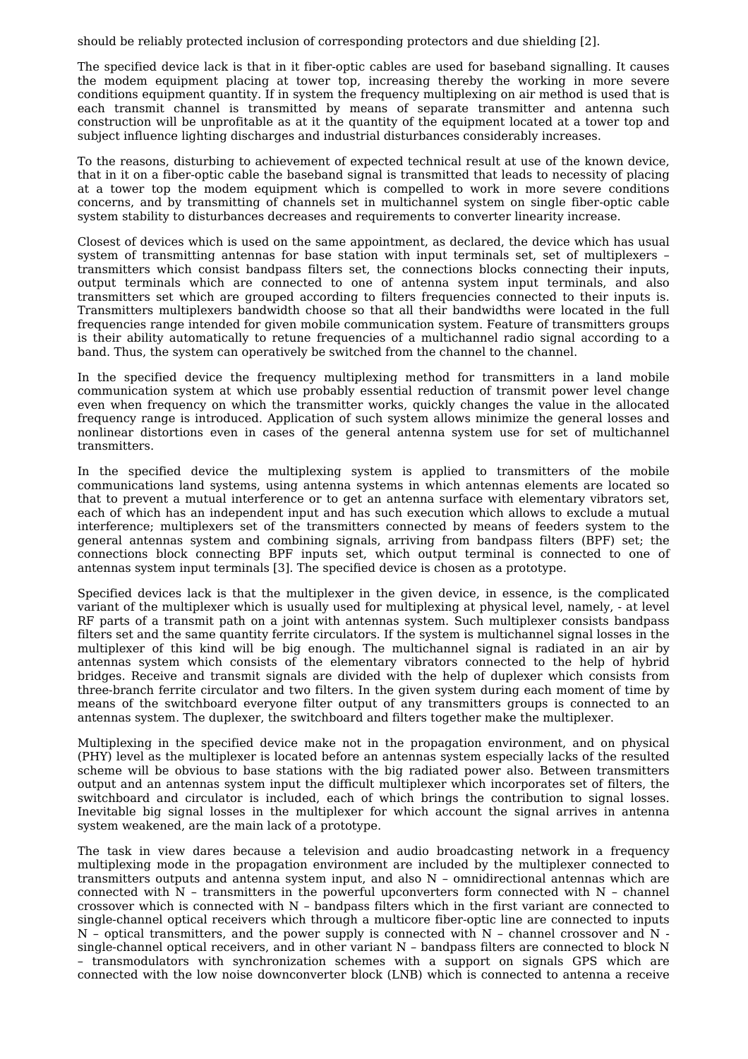should be reliably protected inclusion of corresponding protectors and due shielding [2].

The specified device lack is that in it fiber-optic cables are used for baseband signalling. It causes the modem equipment placing at tower top, increasing thereby the working in more severe conditions equipment quantity. If in system the frequency multiplexing on air method is used that is each transmit channel is transmitted by means of separate transmitter and antenna such construction will be unprofitable as at it the quantity of the equipment located at a tower top and subject influence lighting discharges and industrial disturbances considerably increases.

To the reasons, disturbing to achievement of expected technical result at use of the known device, that in it on a fiber-optic cable the baseband signal is transmitted that leads to necessity of placing at a tower top the modem equipment which is compelled to work in more severe conditions concerns, and by transmitting of channels set in multichannel system on single fiber-optic cable system stability to disturbances decreases and requirements to converter linearity increase.

Closest of devices which is used on the same appointment, as declared, the device which has usual system of transmitting antennas for base station with input terminals set, set of multiplexers – transmitters which consist bandpass filters set, the connections blocks connecting their inputs, output terminals which are connected to one of antenna system input terminals, and also transmitters set which are grouped according to filters frequencies connected to their inputs is. Transmitters multiplexers bandwidth choose so that all their bandwidths were located in the full frequencies range intended for given mobile communication system. Feature of transmitters groups is their ability automatically to retune frequencies of a multichannel radio signal according to a band. Thus, the system can operatively be switched from the channel to the channel.

In the specified device the frequency multiplexing method for transmitters in a land mobile communication system at which use probably essential reduction of transmit power level change even when frequency on which the transmitter works, quickly changes the value in the allocated frequency range is introduced. Application of such system allows minimize the general losses and nonlinear distortions even in cases of the general antenna system use for set of multichannel transmitters.

In the specified device the multiplexing system is applied to transmitters of the mobile communications land systems, using antenna systems in which antennas elements are located so that to prevent a mutual interference or to get an antenna surface with elementary vibrators set, each of which has an independent input and has such execution which allows to exclude a mutual interference; multiplexers set of the transmitters connected by means of feeders system to the general antennas system and combining signals, arriving from bandpass filters (BPF) set; the connections block connecting BPF inputs set, which output terminal is connected to one of antennas system input terminals [3]. The specified device is chosen as a prototype.

Specified devices lack is that the multiplexer in the given device, in essence, is the complicated variant of the multiplexer which is usually used for multiplexing at physical level, namely, - at level RF parts of a transmit path on a joint with antennas system. Such multiplexer consists bandpass filters set and the same quantity ferrite circulators. If the system is multichannel signal losses in the multiplexer of this kind will be big enough. The multichannel signal is radiated in an air by antennas system which consists of the elementary vibrators connected to the help of hybrid bridges. Receive and transmit signals are divided with the help of duplexer which consists from three-branch ferrite circulator and two filters. In the given system during each moment of time by means of the switchboard everyone filter output of any transmitters groups is connected to an antennas system. The duplexer, the switchboard and filters together make the multiplexer.

Multiplexing in the specified device make not in the propagation environment, and on physical (PHY) level as the multiplexer is located before an antennas system especially lacks of the resulted scheme will be obvious to base stations with the big radiated power also. Between transmitters output and an antennas system input the difficult multiplexer which incorporates set of filters, the switchboard and circulator is included, each of which brings the contribution to signal losses. Inevitable big signal losses in the multiplexer for which account the signal arrives in antenna system weakened, are the main lack of a prototype.

The task in view dares because a television and audio broadcasting network in a frequency multiplexing mode in the propagation environment are included by the multiplexer connected to transmitters outputs and antenna system input, and also N – omnidirectional antennas which are connected with N – transmitters in the powerful upconverters form connected with N – channel crossover which is connected with N – bandpass filters which in the first variant are connected to single-channel optical receivers which through a multicore fiber-optic line are connected to inputs N – optical transmitters, and the power supply is connected with N – channel crossover and N - single-channel optical receivers, and in other variant N – bandpass filters are connected to block N – transmodulators with synchronization schemes with a support on signals GPS which are connected with the low noise downconverter block (LNB) which is connected to antenna a receive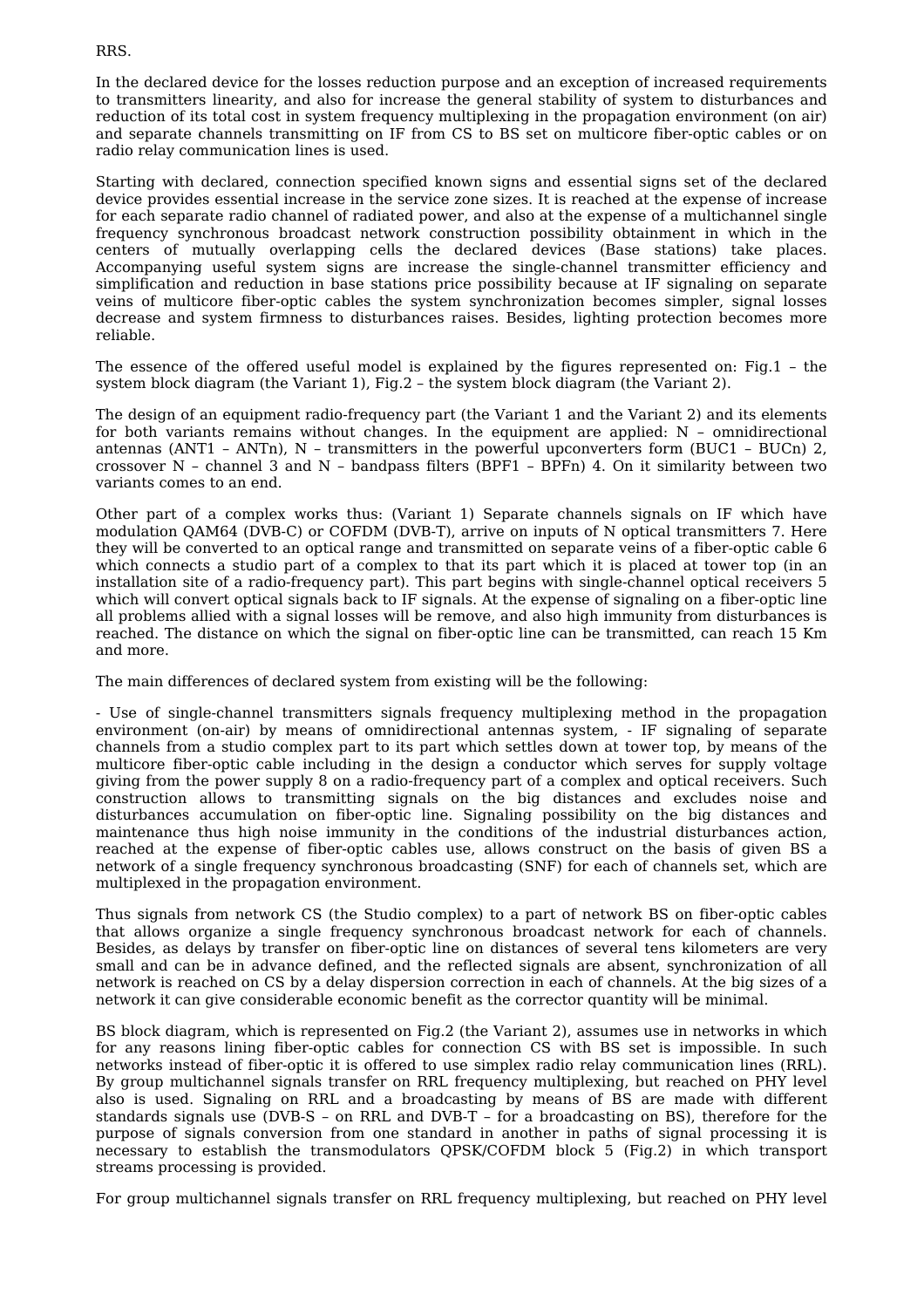RRS.

In the declared device for the losses reduction purpose and an exception of increased requirements to transmitters linearity, and also for increase the general stability of system to disturbances and reduction of its total cost in system frequency multiplexing in the propagation environment (on air) and separate channels transmitting on IF from CS to BS set on multicore fiber-optic cables or on radio relay communication lines is used.

Starting with declared, connection specified known signs and essential signs set of the declared device provides essential increase in the service zone sizes. It is reached at the expense of increase for each separate radio channel of radiated power, and also at the expense of a multichannel single frequency synchronous broadcast network construction possibility obtainment in which in the centers of mutually overlapping cells the declared devices (Base stations) take places. Accompanying useful system signs are increase the single-channel transmitter efficiency and simplification and reduction in base stations price possibility because at IF signaling on separate veins of multicore fiber-optic cables the system synchronization becomes simpler, signal losses decrease and system firmness to disturbances raises. Besides, lighting protection becomes more reliable.

The essence of the offered useful model is explained by the figures represented on: Fig.1 – the system block diagram (the Variant 1), Fig.2 – the system block diagram (the Variant 2).

The design of an equipment radio-frequency part (the Variant 1 and the Variant 2) and its elements for both variants remains without changes. In the equipment are applied: N – omnidirectional antennas (ANT1 – ANTn), N – transmitters in the powerful upconverters form (BUC1 – BUCn) 2, crossover N – channel 3 and N – bandpass filters (BPF1 – BPFn) 4. On it similarity between two variants comes to an end.

Other part of a complex works thus: (Variant 1) Separate channels signals on IF which have modulation QAM64 (DVB-C) or COFDM (DVB-T), arrive on inputs of N optical transmitters 7. Here they will be converted to an optical range and transmitted on separate veins of a fiber-optic cable 6 which connects a studio part of a complex to that its part which it is placed at tower top (in an installation site of a radio-frequency part). This part begins with single-channel optical receivers 5 which will convert optical signals back to IF signals. At the expense of signaling on a fiber-optic line all problems allied with a signal losses will be remove, and also high immunity from disturbances is reached. The distance on which the signal on fiber-optic line can be transmitted, can reach 15 Km and more.

The main differences of declared system from existing will be the following:

- Use of single-channel transmitters signals frequency multiplexing method in the propagation environment (on-air) by means of omnidirectional antennas system, - IF signaling of separate channels from a studio complex part to its part which settles down at tower top, by means of the multicore fiber-optic cable including in the design a conductor which serves for supply voltage giving from the power supply 8 on a radio-frequency part of a complex and optical receivers. Such construction allows to transmitting signals on the big distances and excludes noise and disturbances accumulation on fiber-optic line. Signaling possibility on the big distances and maintenance thus high noise immunity in the conditions of the industrial disturbances action, reached at the expense of fiber-optic cables use, allows construct on the basis of given BS a network of a single frequency synchronous broadcasting (SNF) for each of channels set, which are multiplexed in the propagation environment.

Thus signals from network CS (the Studio complex) to a part of network BS on fiber-optic cables that allows organize a single frequency synchronous broadcast network for each of channels. Besides, as delays by transfer on fiber-optic line on distances of several tens kilometers are very small and can be in advance defined, and the reflected signals are absent, synchronization of all network is reached on CS by a delay dispersion correction in each of channels. At the big sizes of a network it can give considerable economic benefit as the corrector quantity will be minimal.

BS block diagram, which is represented on Fig.2 (the Variant 2), assumes use in networks in which for any reasons lining fiber-optic cables for connection CS with BS set is impossible. In such networks instead of fiber-optic it is offered to use simplex radio relay communication lines (RRL). By group multichannel signals transfer on RRL frequency multiplexing, but reached on PHY level also is used. Signaling on RRL and a broadcasting by means of BS are made with different standards signals use (DVB-S – on RRL and DVB-T – for a broadcasting on BS), therefore for the purpose of signals conversion from one standard in another in paths of signal processing it is necessary to establish the transmodulators QPSK/COFDM block 5 (Fig.2) in which transport streams processing is provided.

For group multichannel signals transfer on RRL frequency multiplexing, but reached on PHY level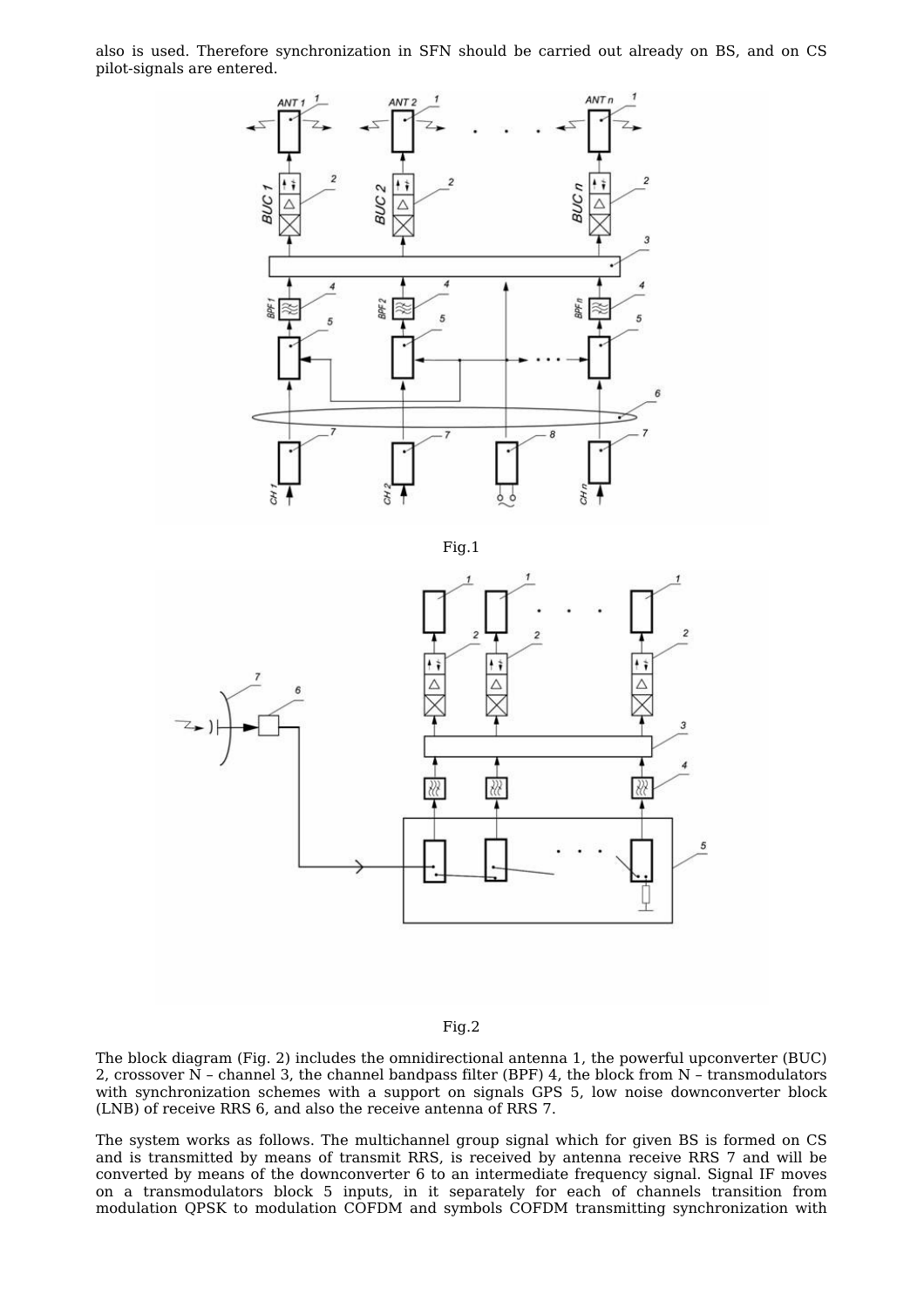also is used. Therefore synchronization in SFN should be carried out already on BS, and on CS pilot-signals are entered.

Fig.1

Fig.2

The block diagram (Fig. 2) includes the omnidirectional antenna 1, the powerful upconverter (BUC) 2, crossover N – channel 3, the channel bandpass filter (BPF) 4, the block from N – transmodulators with synchronization schemes with a support on signals GPS 5, low noise downconverter block (LNB) of receive RRS 6, and also the receive antenna of RRS 7.

The system works as follows. The multichannel group signal which for given BS is formed on CS and is transmitted by means of transmit RRS, is received by antenna receive RRS 7 and will be converted by means of the downconverter 6 to an intermediate frequency signal. Signal IF moves on a transmodulators block 5 inputs, in it separately for each of channels transition from modulation QPSK to modulation COFDM and symbols COFDM transmitting synchronization with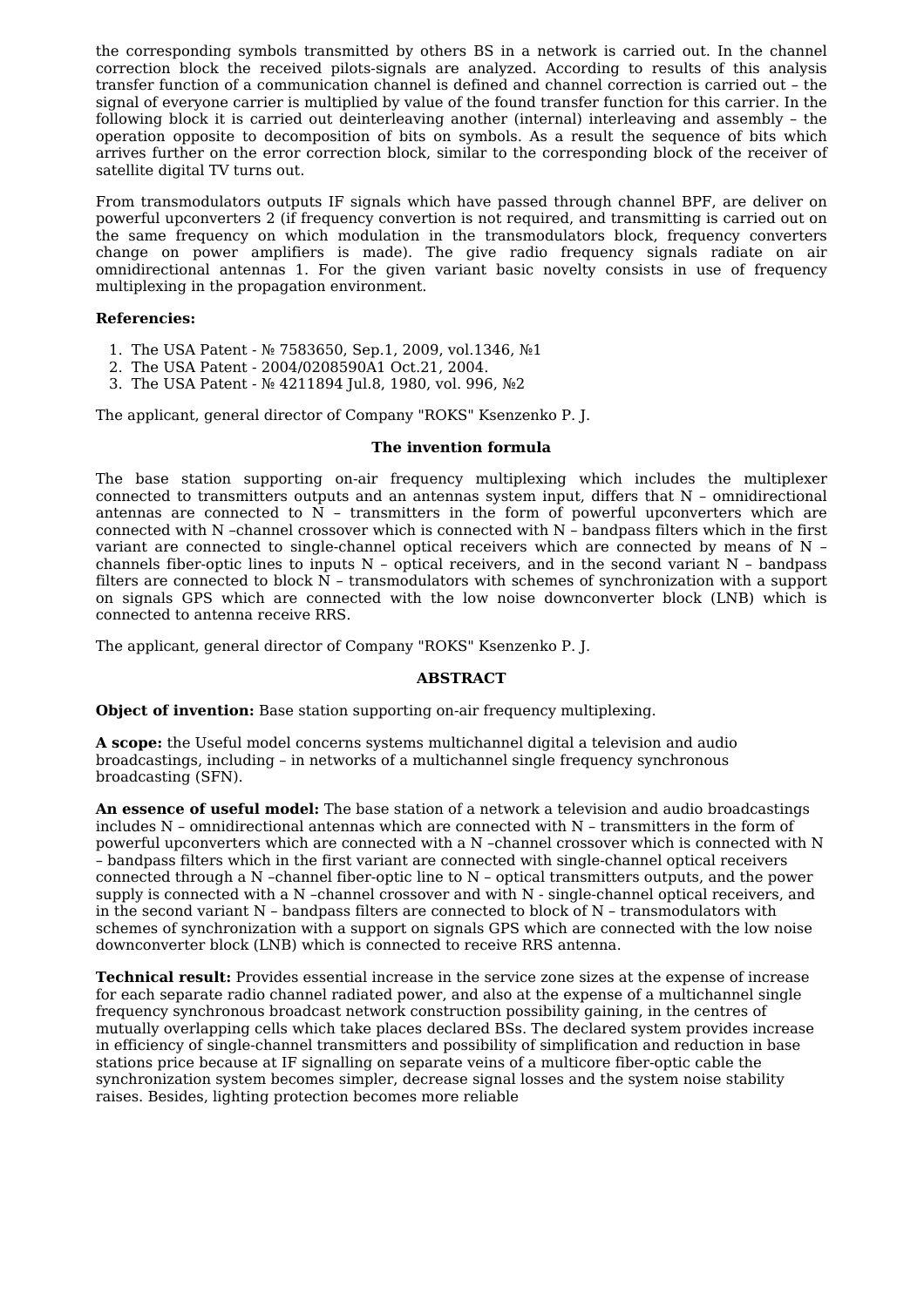the corresponding symbols transmitted by others BS in a network is carried out. In the channel correction block the received pilots-signals are analyzed. According to results of this analysis transfer function of a communication channel is defined and channel correction is carried out – the signal of everyone carrier is multiplied by value of the found transfer function for this carrier. In the following block it is carried out deinterleaving another (internal) interleaving and assembly – the operation opposite to decomposition of bits on symbols. As a result the sequence of bits which arrives further on the error correction block, similar to the corresponding block of the receiver of satellite digital TV turns out.

From transmodulators outputs IF signals which have passed through channel BPF, are deliver on powerful upconverters 2 (if frequency convertion is not required, and transmitting is carried out on the same frequency on which modulation in the transmodulators block, frequency converters change on power amplifiers is made). The give radio frequency signals radiate on air omnidirectional antennas 1. For the given variant basic novelty consists in use of frequency multiplexing in the propagation environment.

**Referencies:**

1. The USA Patent - № 7583650, Sep.1, 2009, vol.1346, №1
2. The USA Patent - 2004/0208590A1 Oct.21, 2004.
3. The USA Patent - № 4211894 Jul.8, 1980, vol. 996, №2

The applicant, general director of Company "ROKS" Ksenzenko P. J.

**The invention formula**

The base station supporting on-air frequency multiplexing which includes the multiplexer connected to transmitters outputs and an antennas system input, differs that N – omnidirectional antennas are connected to N – transmitters in the form of powerful upconverters which are connected with N –channel crossover which is connected with N – bandpass filters which in the first variant are connected to single-channel optical receivers which are connected by means of N – channels fiber-optic lines to inputs N – optical receivers, and in the second variant N – bandpass filters are connected to block N – transmodulators with schemes of synchronization with a support on signals GPS which are connected with the low noise downconverter block (LNB) which is connected to antenna receive RRS.

The applicant, general director of Company "ROKS" Ksenzenko P. J.

**ABSTRACT**

**Object of invention:** Base station supporting on-air frequency multiplexing.

**A scope:** the Useful model concerns systems multichannel digital a television and audio broadcastings, including – in networks of a multichannel single frequency synchronous broadcasting (SFN).

**An essence of useful model:** The base station of a network a television and audio broadcastings includes N – omnidirectional antennas which are connected with N – transmitters in the form of powerful upconverters which are connected with a N –channel crossover which is connected with N – bandpass filters which in the first variant are connected with single-channel optical receivers connected through a N –channel fiber-optic line to N – optical transmitters outputs, and the power supply is connected with a N –channel crossover and with N - single-channel optical receivers, and in the second variant N – bandpass filters are connected to block of N – transmodulators with schemes of synchronization with a support on signals GPS which are connected with the low noise downconverter block (LNB) which is connected to receive RRS antenna.

**Technical result:** Provides essential increase in the service zone sizes at the expense of increase for each separate radio channel radiated power, and also at the expense of a multichannel single frequency synchronous broadcast network construction possibility gaining, in the centres of mutually overlapping cells which take places declared BSs. The declared system provides increase in efficiency of single-channel transmitters and possibility of simplification and reduction in base stations price because at IF signalling on separate veins of a multicore fiber-optic cable the synchronization system becomes simpler, decrease signal losses and the system noise stability raises. Besides, lighting protection becomes more reliable